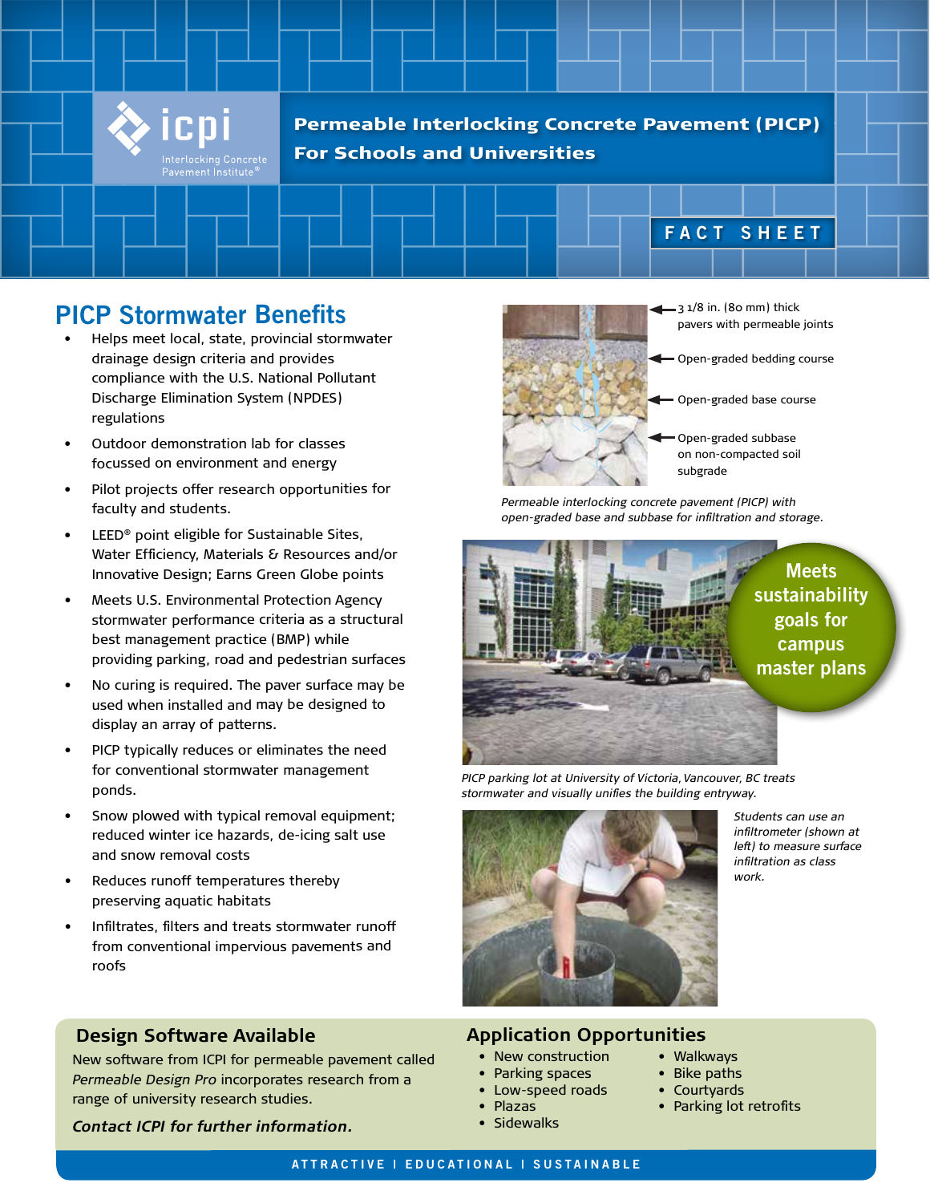icpi Interlocking Concrete Pavement Institute®

# Permeable Interlocking Concrete Pavement (PICP) For Schools and Universities

FACT SHEET

## PICP Stormwater Benefits

- Helps meet local, state, provincial stormwater drainage design criteria and provides compliance with the U.S. National Pollutant Discharge Elimination System (NPDES) regulations
- Outdoor demonstration lab for classes focussed on environment and energy
- Pilot projects offer research opportunities for faculty and students.
- LEED® point eligible for Sustainable Sites, Water Efficiency, Materials & Resources and/or Innovative Design; Earns Green Globe points
- Meets U.S. Environmental Protection Agency stormwater performance criteria as a structural best management practice (BMP) while providing parking, road and pedestrian surfaces
- No curing is required. The paver surface may be used when installed and may be designed to display an array of patterns.
- PICP typically reduces or eliminates the need for conventional stormwater management ponds.
- Snow plowed with typical removal equipment; reduced winter ice hazards, de-icing salt use and snow removal costs
- Reduces runoff temperatures thereby preserving aquatic habitats
- Infiltrates, filters and treats stormwater runoff from conventional impervious pavements and roofs

3 1/8 in. (80 mm) thick pavers with permeable joints

Open-graded bedding course

Open-graded base course

Open-graded subbase on non-compacted soil subgrade

*Permeable interlocking concrete pavement (PICP) with open-graded base and subbase for infiltration and storage.*

Meets sustainability goals for campus master plans

*PICP parking lot at University of Victoria, Vancouver, BC treats stormwater and visually unifies the building entryway.*

*Students can use an infiltrometer (shown at left) to measure surface infiltration as class work.*

## Design Software Available

New software from ICPI for permeable pavement called *Permeable Design Pro* incorporates research from a range of university research studies.

***Contact ICPI for further information.***

## Application Opportunities

- New construction
- Parking spaces
- Low-speed roads
- Plazas
- Sidewalks
- Walkways
- Bike paths
- Courtyards
- Parking lot retrofits

ATTRACTIVE | EDUCATIONAL | SUSTAINABLE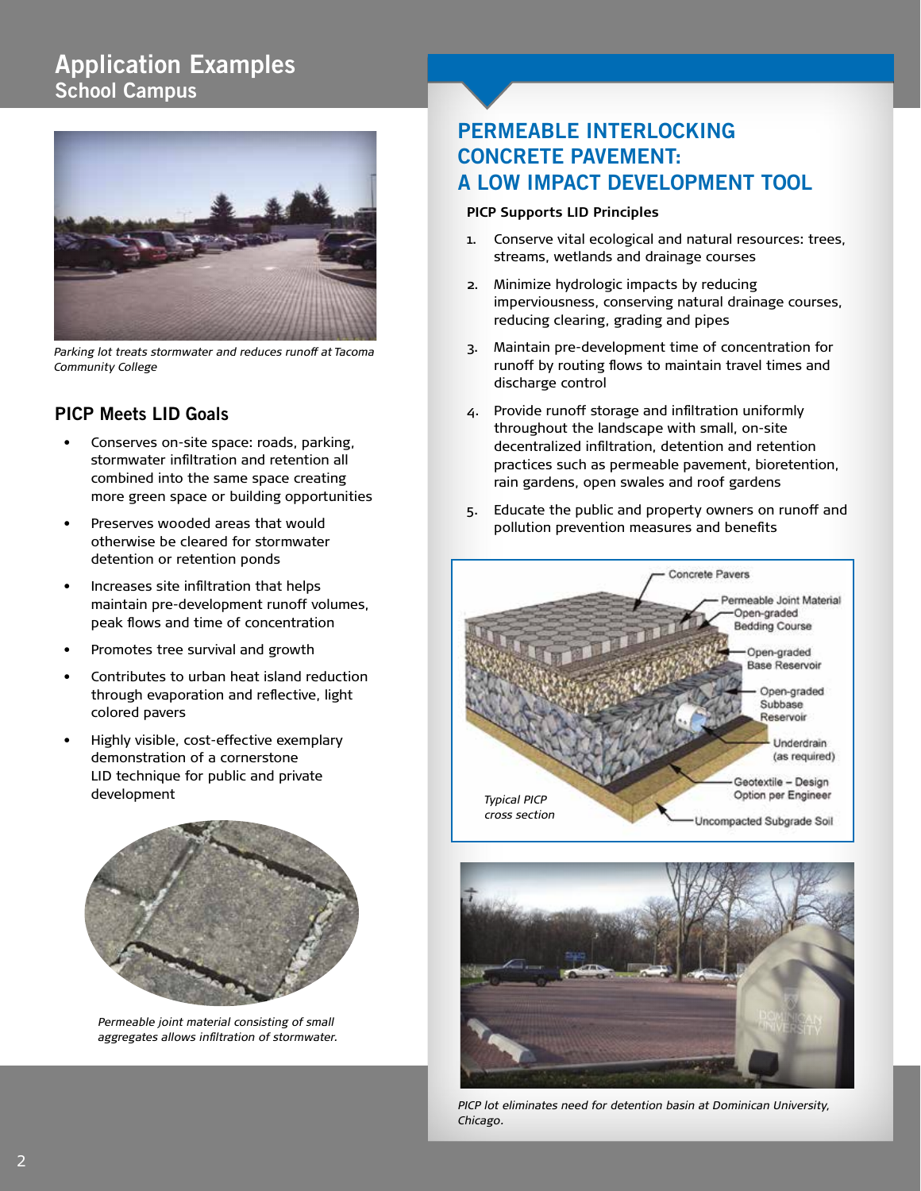# Application Examples
## School Campus

*Parking lot treats stormwater and reduces runoff at Tacoma Community College*

### PICP Meets LID Goals

- Conserves on-site space: roads, parking, stormwater infiltration and retention all combined into the same space creating more green space or building opportunities
- Preserves wooded areas that would otherwise be cleared for stormwater detention or retention ponds
- Increases site infiltration that helps maintain pre-development runoff volumes, peak flows and time of concentration
- Promotes tree survival and growth
- Contributes to urban heat island reduction through evaporation and reflective, light colored pavers
- Highly visible, cost-effective exemplary demonstration of a cornerstone LID technique for public and private development

*Permeable joint material consisting of small aggregates allows infiltration of stormwater.*

## PERMEABLE INTERLOCKING CONCRETE PAVEMENT: A LOW IMPACT DEVELOPMENT TOOL

**PICP Supports LID Principles**

1. Conserve vital ecological and natural resources: trees, streams, wetlands and drainage courses
2. Minimize hydrologic impacts by reducing imperviousness, conserving natural drainage courses, reducing clearing, grading and pipes
3. Maintain pre-development time of concentration for runoff by routing flows to maintain travel times and discharge control
4. Provide runoff storage and infiltration uniformly throughout the landscape with small, on-site decentralized infiltration, detention and retention practices such as permeable pavement, bioretention, rain gardens, open swales and roof gardens
5. Educate the public and property owners on runoff and pollution prevention measures and benefits

Concrete Pavers
Permeable Joint Material
Open-graded Bedding Course
Open-graded Base Reservoir
Open-graded Subbase Reservoir
Underdrain (as required)
Geotextile – Design Option per Engineer
Uncompacted Subgrade Soil

*Typical PICP cross section*

*PICP lot eliminates need for detention basin at Dominican University, Chicago.*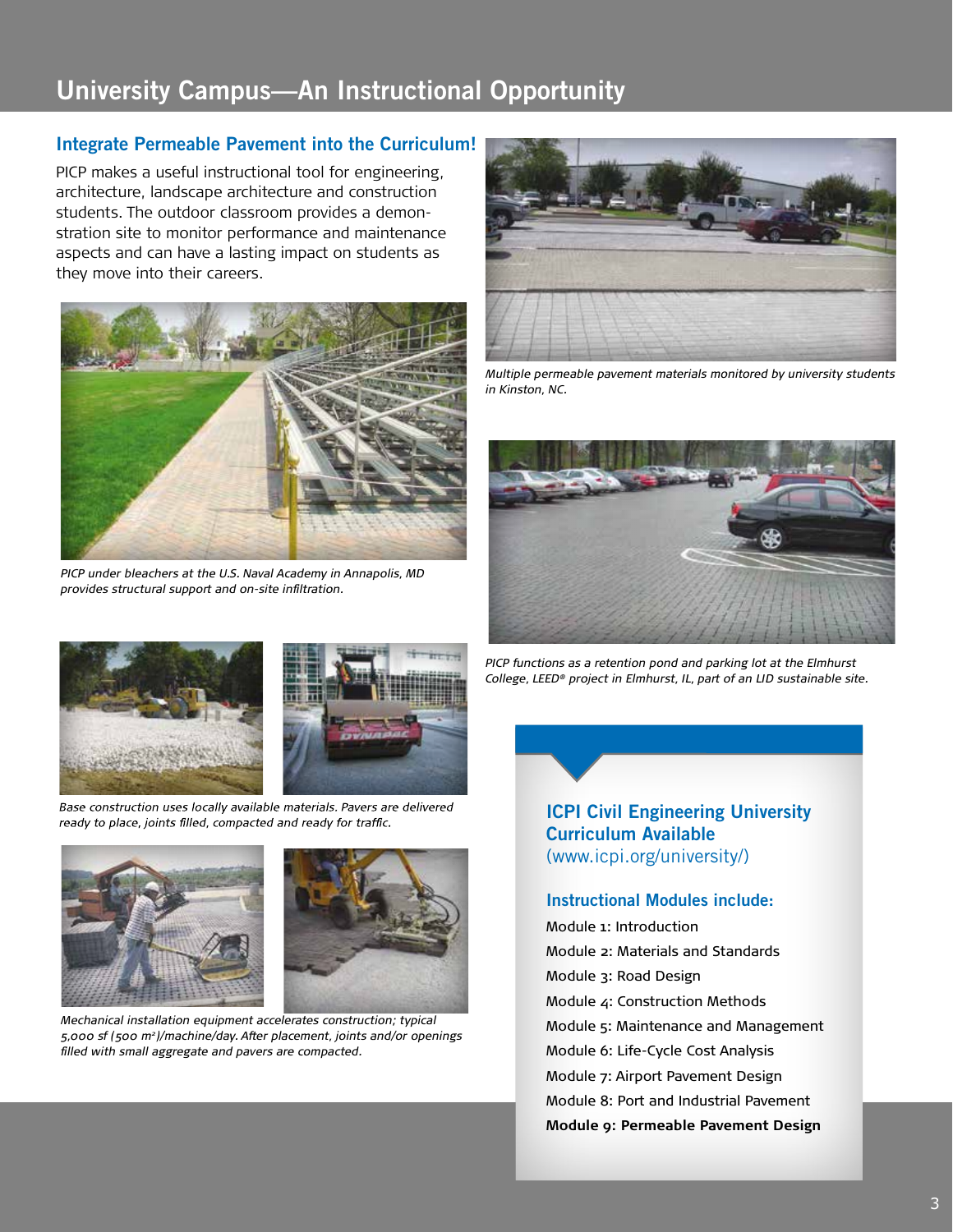# University Campus—An Instructional Opportunity

## Integrate Permeable Pavement into the Curriculum!

PICP makes a useful instructional tool for engineering, architecture, landscape architecture and construction students. The outdoor classroom provides a demonstration site to monitor performance and maintenance aspects and can have a lasting impact on students as they move into their careers.

*PICP under bleachers at the U.S. Naval Academy in Annapolis, MD provides structural support and on-site infiltration.*

*Base construction uses locally available materials. Pavers are delivered ready to place, joints filled, compacted and ready for traffic.*

*Mechanical installation equipment accelerates construction; typical 5,000 sf (500 m²)/machine/day. After placement, joints and/or openings filled with small aggregate and pavers are compacted.*

*Multiple permeable pavement materials monitored by university students in Kinston, NC.*

*PICP functions as a retention pond and parking lot at the Elmhurst College, LEED® project in Elmhurst, IL, part of an LID sustainable site.*

### ICPI Civil Engineering University Curriculum Available

(www.icpi.org/university/)

#### Instructional Modules include:

Module 1: Introduction
Module 2: Materials and Standards
Module 3: Road Design
Module 4: Construction Methods
Module 5: Maintenance and Management
Module 6: Life-Cycle Cost Analysis
Module 7: Airport Pavement Design
Module 8: Port and Industrial Pavement
**Module 9: Permeable Pavement Design**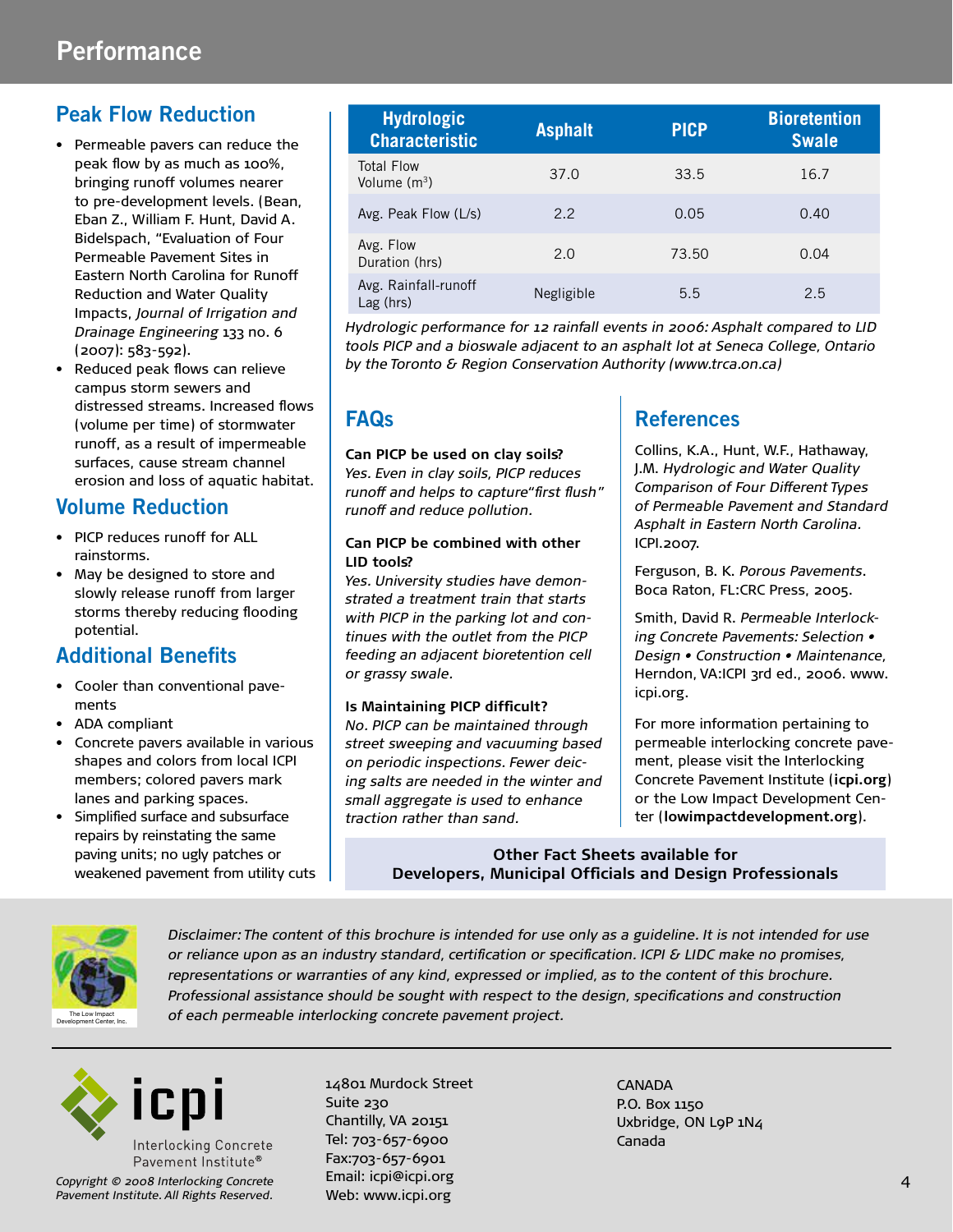# Performance

## Peak Flow Reduction

- Permeable pavers can reduce the peak flow by as much as 100%, bringing runoff volumes nearer to pre-development levels. (Bean, Eban Z., William F. Hunt, David A. Bidelspach, "Evaluation of Four Permeable Pavement Sites in Eastern North Carolina for Runoff Reduction and Water Quality Impacts, *Journal of Irrigation and Drainage Engineering* 133 no. 6 (2007): 583-592).
- Reduced peak flows can relieve campus storm sewers and distressed streams. Increased flows (volume per time) of stormwater runoff, as a result of impermeable surfaces, cause stream channel erosion and loss of aquatic habitat.

## Volume Reduction

- PICP reduces runoff for ALL rainstorms.
- May be designed to store and slowly release runoff from larger storms thereby reducing flooding potential.

## Additional Benefits

- Cooler than conventional pavements
- ADA compliant
- Concrete pavers available in various shapes and colors from local ICPI members; colored pavers mark lanes and parking spaces.
- Simplified surface and subsurface repairs by reinstating the same paving units; no ugly patches or weakened pavement from utility cuts

| Hydrologic Characteristic | Asphalt | PICP | Bioretention Swale |
|---|---|---|---|
| Total Flow Volume ($m^3$) | 37.0 | 33.5 | 16.7 |
| Avg. Peak Flow (L/s) | 2.2 | 0.05 | 0.40 |
| Avg. Flow Duration (hrs) | 2.0 | 73.50 | 0.04 |
| Avg. Rainfall-runoff Lag (hrs) | Negligible | 5.5 | 2.5 |

*Hydrologic performance for 12 rainfall events in 2006: Asphalt compared to LID tools PICP and a bioswale adjacent to an asphalt lot at Seneca College, Ontario by the Toronto & Region Conservation Authority (www.trca.on.ca)*

## FAQs

**Can PICP be used on clay soils?**
*Yes. Even in clay soils, PICP reduces runoff and helps to capture"first flush" runoff and reduce pollution.*

**Can PICP be combined with other LID tools?**
*Yes. University studies have demonstrated a treatment train that starts with PICP in the parking lot and continues with the outlet from the PICP feeding an adjacent bioretention cell or grassy swale.*

**Is Maintaining PICP difficult?**
*No. PICP can be maintained through street sweeping and vacuuming based on periodic inspections. Fewer deicing salts are needed in the winter and small aggregate is used to enhance traction rather than sand.*

## References

Collins, K.A., Hunt, W.F., Hathaway, J.M. *Hydrologic and Water Quality Comparison of Four Different Types of Permeable Pavement and Standard Asphalt in Eastern North Carolina.* ICPI.2007.

Ferguson, B. K. *Porous Pavements*. Boca Raton, FL:CRC Press, 2005.

Smith, David R. *Permeable Interlocking Concrete Pavements: Selection • Design • Construction • Maintenance*, Herndon, VA:ICPI 3rd ed., 2006. www.icpi.org.

For more information pertaining to permeable interlocking concrete pavement, please visit the Interlocking Concrete Pavement Institute (**icpi.org**) or the Low Impact Development Center (**lowimpactdevelopment.org**).

**Other Fact Sheets available for Developers, Municipal Officials and Design Professionals**

The Low Impact Development Center, Inc.

*Disclaimer: The content of this brochure is intended for use only as a guideline. It is not intended for use or reliance upon as an industry standard, certification or specification. ICPI & LIDC make no promises, representations or warranties of any kind, expressed or implied, as to the content of this brochure. Professional assistance should be sought with respect to the design, specifications and construction of each permeable interlocking concrete pavement project.*

icpi
Interlocking Concrete Pavement Institute®

*Copyright © 2008 Interlocking Concrete Pavement Institute. All Rights Reserved.*

14801 Murdock Street
Suite 230
Chantilly, VA 20151
Tel: 703-657-6900
Fax:703-657-6901
Email: icpi@icpi.org
Web: www.icpi.org

CANADA
P.O. Box 1150
Uxbridge, ON L9P 1N4
Canada